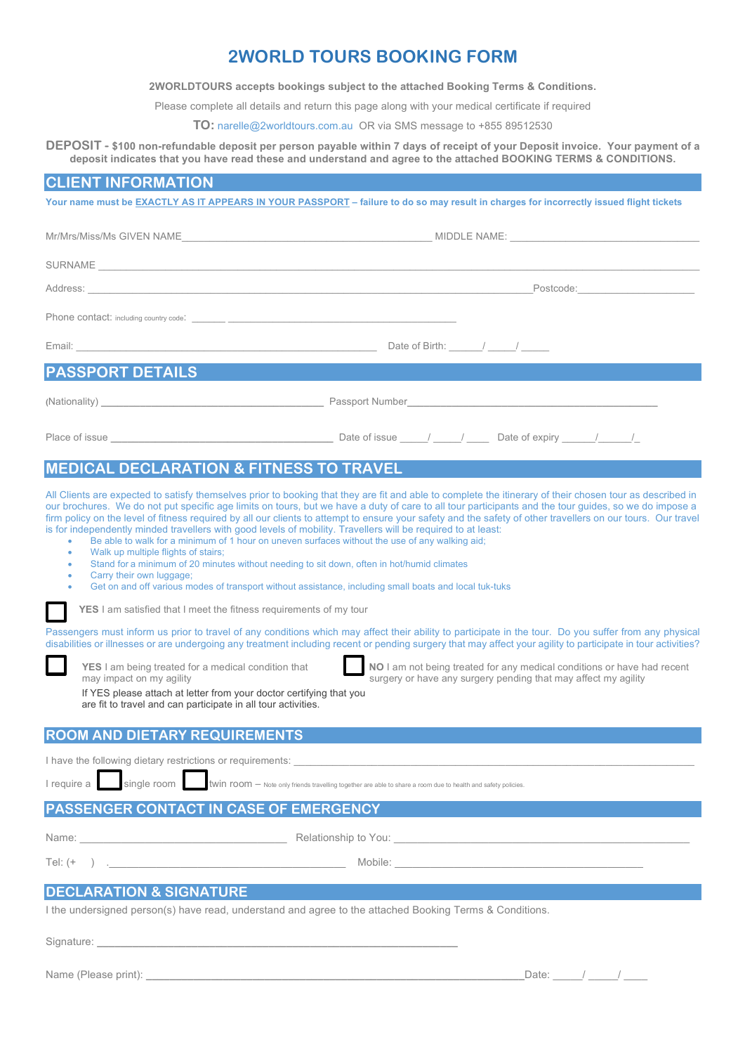# 2WORLD TOURS BOOKING FORM

**2WORLDTOURS accepts bookings subject to the attached Booking Terms & Conditions.**

Please complete all details and return this page along with your medical certificate if required

**TO:** narelle@2worldtours.com.au OR via SMS message to +855 89512530

**DEPOSIT - $100 non-refundable deposit per person payable within 7 days of receipt of your Deposit invoice. Your payment of a deposit indicates that you have read these and understand and agree to the attached BOOKING TERMS & CONDITIONS.**

## CLIENT INFORMATION

**Your name must be EXACTLY AS IT APPEARS IN YOUR PASSPORT – failure to do so may result in charges for incorrectly issued flight tickets**

Mr/Mrs/Miss/Ms GIVEN NAME_______________________________ MIDDLE NAME: ______________________________

SURNAME ______________________________________________________________________________

Address: ______________________________________________________________Postcode:________________

Phone contact: including country code: ______ ____________________________________

Email: ______________________________________________ Date of Birth: _____/ _____/ _____

## PASSPORT DETAILS

(Nationality) ____________________________________ Passport Number________________________________________

Place of issue ____________________________________ Date of issue _____/ _____/ ____ Date of expiry ______/______/_

## MEDICAL DECLARATION & FITNESS TO TRAVEL

All Clients are expected to satisfy themselves prior to booking that they are fit and able to complete the itinerary of their chosen tour as described in our brochures. We do not put specific age limits on tours, but we have a duty of care to all tour participants and the tour guides, so we do impose a firm policy on the level of fitness required by all our clients to attempt to ensure your safety and the safety of other travellers on our tours. Our travel is for independently minded travellers with good levels of mobility. Travellers will be required to at least:

- Be able to walk for a minimum of 1 hour on uneven surfaces without the use of any walking aid;
- Walk up multiple flights of stairs;
- Stand for a minimum of 20 minutes without needing to sit down, often in hot/humid climates
- Carry their own luggage;
- Get on and off various modes of transport without assistance, including small boats and local tuk-tuks

☐ **YES** I am satisfied that I meet the fitness requirements of my tour

Passengers must inform us prior to travel of any conditions which may affect their ability to participate in the tour. Do you suffer from any physical disabilities or illnesses or are undergoing any treatment including recent or pending surgery that may affect your agility to participate in tour activities?

☐ **YES** I am being treated for a medical condition that may impact on my agility
If YES please attach at letter from your doctor certifying that you are fit to travel and can participate in all tour activities.

☐ **NO** I am not being treated for any medical conditions or have had recent surgery or have any surgery pending that may affect my agility

## ROOM AND DIETARY REQUIREMENTS

I have the following dietary restrictions or requirements: ____________________________________________________

I require a ☐ single room ☐ twin room – Note only friends travelling together are able to share a room due to health and safety policies.

## PASSENGER CONTACT IN CASE OF EMERGENCY

Name: ______________________________ Relationship to You: ____________________________________________

Tel: (+ ) .________________________________ Mobile: ____________________________________

## DECLARATION & SIGNATURE

I the undersigned person(s) have read, understand and agree to the attached Booking Terms & Conditions.

Signature: ________________________________________________

Name (Please print): ________________________________________________Date: _____/ _____/ ____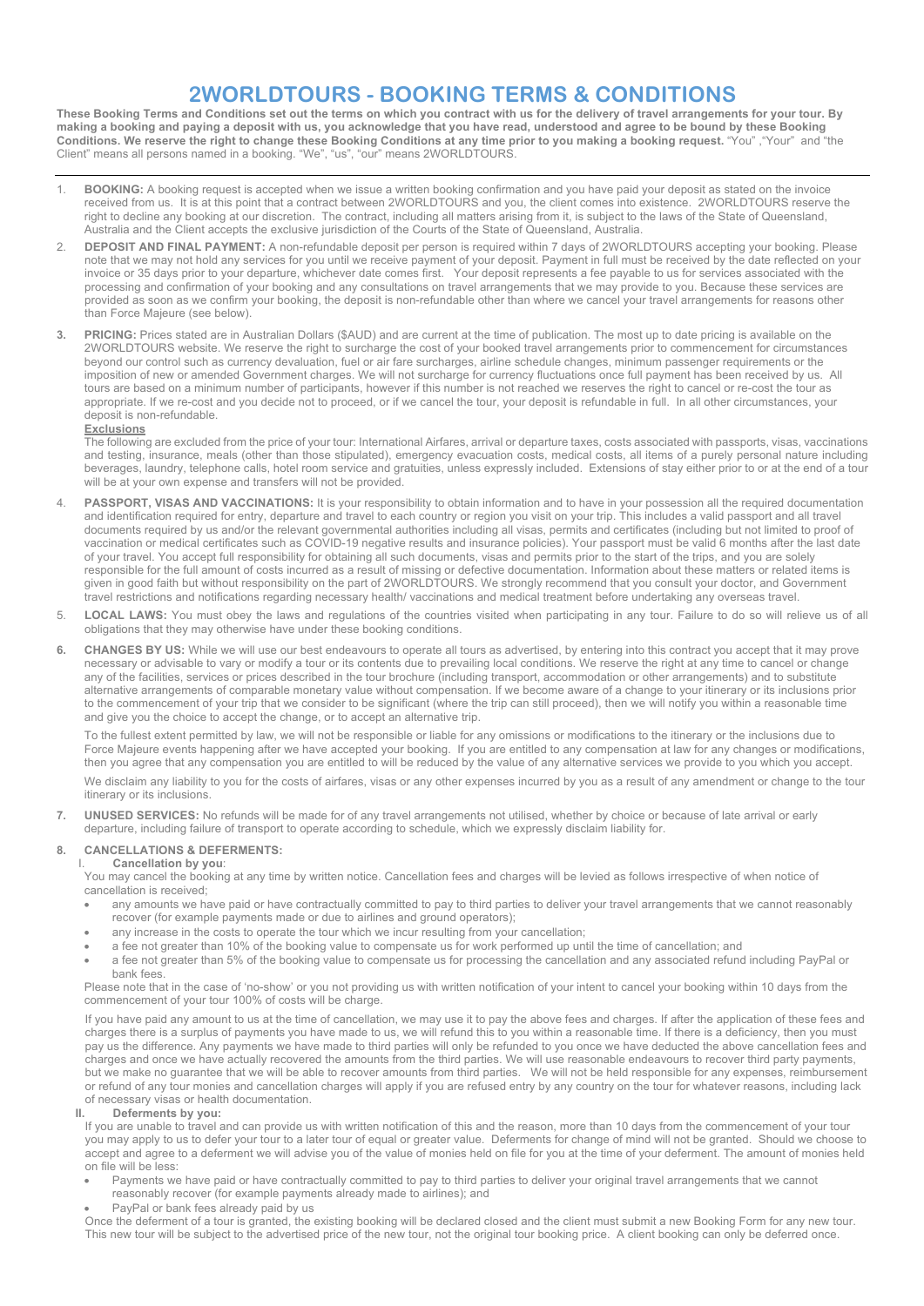# 2WORLDTOURS - BOOKING TERMS & CONDITIONS

**These Booking Terms and Conditions set out the terms on which you contract with us for the delivery of travel arrangements for your tour. By making a booking and paying a deposit with us, you acknowledge that you have read, understood and agree to be bound by these Booking Conditions. We reserve the right to change these Booking Conditions at any time prior to you making a booking request.** "You" ,"Your" and "the Client" means all persons named in a booking. "We", "us", "our" means 2WORLDTOURS.

---

1. **BOOKING:** A booking request is accepted when we issue a written booking confirmation and you have paid your deposit as stated on the invoice received from us. It is at this point that a contract between 2WORLDTOURS and you, the client comes into existence. 2WORLDTOURS reserve the right to decline any booking at our discretion. The contract, including all matters arising from it, is subject to the laws of the State of Queensland, Australia and the Client accepts the exclusive jurisdiction of the Courts of the State of Queensland, Australia.

2. **DEPOSIT AND FINAL PAYMENT:** A non-refundable deposit per person is required within 7 days of 2WORLDTOURS accepting your booking. Please note that we may not hold any services for you until we receive payment of your deposit. Payment in full must be received by the date reflected on your invoice or 35 days prior to your departure, whichever date comes first. Your deposit represents a fee payable to us for services associated with the processing and confirmation of your booking and any consultations on travel arrangements that we may provide to you. Because these services are provided as soon as we confirm your booking, the deposit is non-refundable other than where we cancel your travel arrangements for reasons other than Force Majeure (see below).

3. **PRICING:** Prices stated are in Australian Dollars ($AUD) and are current at the time of publication. The most up to date pricing is available on the 2WORLDTOURS website. We reserve the right to surcharge the cost of your booked travel arrangements prior to commencement for circumstances beyond our control such as currency devaluation, fuel or air fare surcharges, airline schedule changes, minimum passenger requirements or the imposition of new or amended Government charges. We will not surcharge for currency fluctuations once full payment has been received by us. All tours are based on a minimum number of participants, however if this number is not reached we reserves the right to cancel or re-cost the tour as appropriate. If we re-cost and you decide not to proceed, or if we cancel the tour, your deposit is refundable in full. In all other circumstances, your deposit is non-refundable.

   **Exclusions**

   The following are excluded from the price of your tour: International Airfares, arrival or departure taxes, costs associated with passports, visas, vaccinations and testing, insurance, meals (other than those stipulated), emergency evacuation costs, medical costs, all items of a purely personal nature including beverages, laundry, telephone calls, hotel room service and gratuities, unless expressly included. Extensions of stay either prior to or at the end of a tour will be at your own expense and transfers will not be provided.

4. **PASSPORT, VISAS AND VACCINATIONS:** It is your responsibility to obtain information and to have in your possession all the required documentation and identification required for entry, departure and travel to each country or region you visit on your trip. This includes a valid passport and all travel documents required by us and/or the relevant governmental authorities including all visas, permits and certificates (including but not limited to proof of vaccination or medical certificates such as COVID-19 negative results and insurance policies). Your passport must be valid 6 months after the last date of your travel. You accept full responsibility for obtaining all such documents, visas and permits prior to the start of the trips, and you are solely responsible for the full amount of costs incurred as a result of missing or defective documentation. Information about these matters or related items is given in good faith but without responsibility on the part of 2WORLDTOURS. We strongly recommend that you consult your doctor, and Government travel restrictions and notifications regarding necessary health/ vaccinations and medical treatment before undertaking any overseas travel.

5. **LOCAL LAWS:** You must obey the laws and regulations of the countries visited when participating in any tour. Failure to do so will relieve us of all obligations that they may otherwise have under these booking conditions.

6. **CHANGES BY US:** While we will use our best endeavours to operate all tours as advertised, by entering into this contract you accept that it may prove necessary or advisable to vary or modify a tour or its contents due to prevailing local conditions. We reserve the right at any time to cancel or change any of the facilities, services or prices described in the tour brochure (including transport, accommodation or other arrangements) and to substitute alternative arrangements of comparable monetary value without compensation. If we become aware of a change to your itinerary or its inclusions prior to the commencement of your trip that we consider to be significant (where the trip can still proceed), then we will notify you within a reasonable time and give you the choice to accept the change, or to accept an alternative trip.

   To the fullest extent permitted by law, we will not be responsible or liable for any omissions or modifications to the itinerary or the inclusions due to Force Majeure events happening after we have accepted your booking. If you are entitled to any compensation at law for any changes or modifications, then you agree that any compensation you are entitled to will be reduced by the value of any alternative services we provide to you which you accept.

   We disclaim any liability to you for the costs of airfares, visas or any other expenses incurred by you as a result of any amendment or change to the tour itinerary or its inclusions.

7. **UNUSED SERVICES:** No refunds will be made for of any travel arrangements not utilised, whether by choice or because of late arrival or early departure, including failure of transport to operate according to schedule, which we expressly disclaim liability for.

8. **CANCELLATIONS & DEFERMENTS:**

   I. **Cancellation by you**:

   You may cancel the booking at any time by written notice. Cancellation fees and charges will be levied as follows irrespective of when notice of cancellation is received;

   - any amounts we have paid or have contractually committed to pay to third parties to deliver your travel arrangements that we cannot reasonably recover (for example payments made or due to airlines and ground operators);
   - any increase in the costs to operate the tour which we incur resulting from your cancellation;
   - a fee not greater than 10% of the booking value to compensate us for work performed up until the time of cancellation; and
   - a fee not greater than 5% of the booking value to compensate us for processing the cancellation and any associated refund including PayPal or bank fees.

   Please note that in the case of 'no-show' or you not providing us with written notification of your intent to cancel your booking within 10 days from the commencement of your tour 100% of costs will be charge.

   If you have paid any amount to us at the time of cancellation, we may use it to pay the above fees and charges. If after the application of these fees and charges there is a surplus of payments you have made to us, we will refund this to you within a reasonable time. If there is a deficiency, then you must pay us the difference. Any payments we have made to third parties will only be refunded to you once we have deducted the above cancellation fees and charges and once we have actually recovered the amounts from the third parties. We will use reasonable endeavours to recover third party payments, but we make no guarantee that we will be able to recover amounts from third parties. We will not be held responsible for any expenses, reimbursement or refund of any tour monies and cancellation charges will apply if you are refused entry by any country on the tour for whatever reasons, including lack of necessary visas or health documentation.

   II. **Deferments by you:**

   If you are unable to travel and can provide us with written notification of this and the reason, more than 10 days from the commencement of your tour you may apply to us to defer your tour to a later tour of equal or greater value. Deferments for change of mind will not be granted. Should we choose to accept and agree to a deferment we will advise you of the value of monies held on file for you at the time of your deferment. The amount of monies held on file will be less:

   - Payments we have paid or have contractually committed to pay to third parties to deliver your original travel arrangements that we cannot reasonably recover (for example payments already made to airlines); and
   - PayPal or bank fees already paid by us

   Once the deferment of a tour is granted, the existing booking will be declared closed and the client must submit a new Booking Form for any new tour. This new tour will be subject to the advertised price of the new tour, not the original tour booking price. A client booking can only be deferred once.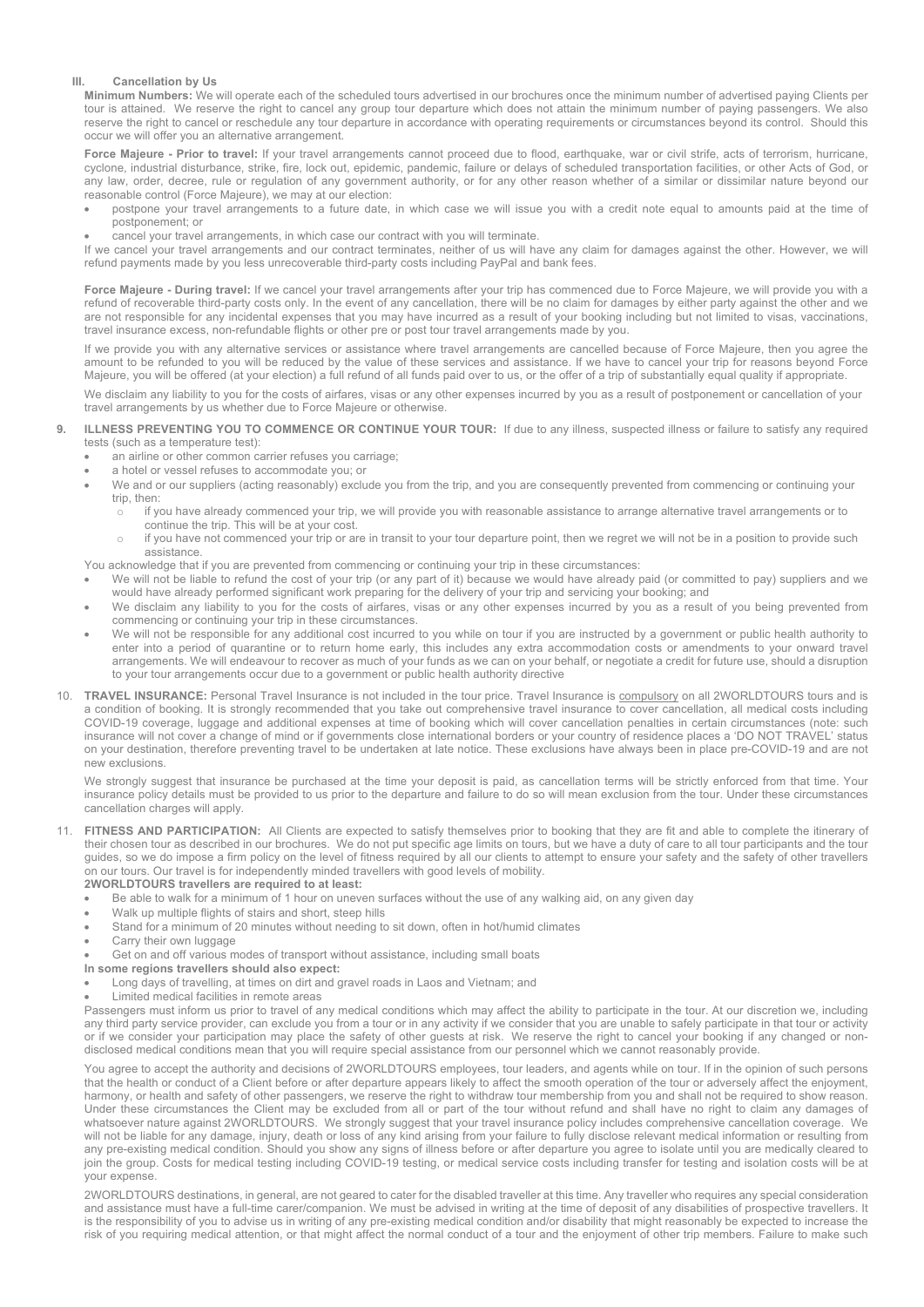### III. Cancellation by Us

**Minimum Numbers:** We will operate each of the scheduled tours advertised in our brochures once the minimum number of advertised paying Clients per tour is attained. We reserve the right to cancel any group tour departure which does not attain the minimum number of paying passengers. We also reserve the right to cancel or reschedule any tour departure in accordance with operating requirements or circumstances beyond its control. Should this occur we will offer you an alternative arrangement.

**Force Majeure - Prior to travel:** If your travel arrangements cannot proceed due to flood, earthquake, war or civil strife, acts of terrorism, hurricane, cyclone, industrial disturbance, strike, fire, lock out, epidemic, pandemic, failure or delays of scheduled transportation facilities, or other Acts of God, or any law, order, decree, rule or regulation of any government authority, or for any other reason whether of a similar or dissimilar nature beyond our reasonable control (Force Majeure), we may at our election:

- postpone your travel arrangements to a future date, in which case we will issue you with a credit note equal to amounts paid at the time of postponement; or
- cancel your travel arrangements, in which case our contract with you will terminate.

If we cancel your travel arrangements and our contract terminates, neither of us will have any claim for damages against the other. However, we will refund payments made by you less unrecoverable third-party costs including PayPal and bank fees.

**Force Majeure - During travel:** If we cancel your travel arrangements after your trip has commenced due to Force Majeure, we will provide you with a refund of recoverable third-party costs only. In the event of any cancellation, there will be no claim for damages by either party against the other and we are not responsible for any incidental expenses that you may have incurred as a result of your booking including but not limited to visas, vaccinations, travel insurance excess, non-refundable flights or other pre or post tour travel arrangements made by you.

If we provide you with any alternative services or assistance where travel arrangements are cancelled because of Force Majeure, then you agree the amount to be refunded to you will be reduced by the value of these services and assistance. If we have to cancel your trip for reasons beyond Force Majeure, you will be offered (at your election) a full refund of all funds paid over to us, or the offer of a trip of substantially equal quality if appropriate.

We disclaim any liability to you for the costs of airfares, visas or any other expenses incurred by you as a result of postponement or cancellation of your travel arrangements by us whether due to Force Majeure or otherwise.

9. **ILLNESS PREVENTING YOU TO COMMENCE OR CONTINUE YOUR TOUR:** If due to any illness, suspected illness or failure to satisfy any required tests (such as a temperature test):
   - an airline or other common carrier refuses you carriage;
   - a hotel or vessel refuses to accommodate you; or
   - We and or our suppliers (acting reasonably) exclude you from the trip, and you are consequently prevented from commencing or continuing your trip, then:
     - if you have already commenced your trip, we will provide you with reasonable assistance to arrange alternative travel arrangements or to continue the trip. This will be at your cost.
     - if you have not commenced your trip or are in transit to your tour departure point, then we regret we will not be in a position to provide such assistance.

   You acknowledge that if you are prevented from commencing or continuing your trip in these circumstances:

   - We will not be liable to refund the cost of your trip (or any part of it) because we would have already paid (or committed to pay) suppliers and we would have already performed significant work preparing for the delivery of your trip and servicing your booking; and
   - We disclaim any liability to you for the costs of airfares, visas or any other expenses incurred by you as a result of you being prevented from commencing or continuing your trip in these circumstances.
   - We will not be responsible for any additional cost incurred to you while on tour if you are instructed by a government or public health authority to enter into a period of quarantine or to return home early, this includes any extra accommodation costs or amendments to your onward travel arrangements. We will endeavour to recover as much of your funds as we can on your behalf, or negotiate a credit for future use, should a disruption to your tour arrangements occur due to a government or public health authority directive

10. **TRAVEL INSURANCE:** Personal Travel Insurance is not included in the tour price. Travel Insurance is compulsory on all 2WORLDTOURS tours and is a condition of booking. It is strongly recommended that you take out comprehensive travel insurance to cover cancellation, all medical costs including COVID-19 coverage, luggage and additional expenses at time of booking which will cover cancellation penalties in certain circumstances (note: such insurance will not cover a change of mind or if governments close international borders or your country of residence places a 'DO NOT TRAVEL' status on your destination, therefore preventing travel to be undertaken at late notice. These exclusions have always been in place pre-COVID-19 and are not new exclusions.

    We strongly suggest that insurance be purchased at the time your deposit is paid, as cancellation terms will be strictly enforced from that time. Your insurance policy details must be provided to us prior to the departure and failure to do so will mean exclusion from the tour. Under these circumstances cancellation charges will apply.

11. **FITNESS AND PARTICIPATION:** All Clients are expected to satisfy themselves prior to booking that they are fit and able to complete the itinerary of their chosen tour as described in our brochures. We do not put specific age limits on tours, but we have a duty of care to all tour participants and the tour guides, so we do impose a firm policy on the level of fitness required by all our clients to attempt to ensure your safety and the safety of other travellers on our tours. Our travel is for independently minded travellers with good levels of mobility.

    **2WORLDTOURS travellers are required to at least:**

    - Be able to walk for a minimum of 1 hour on uneven surfaces without the use of any walking aid, on any given day
    - Walk up multiple flights of stairs and short, steep hills
    - Stand for a minimum of 20 minutes without needing to sit down, often in hot/humid climates
    - Carry their own luggage
    - Get on and off various modes of transport without assistance, including small boats

    **In some regions travellers should also expect:**

    - Long days of travelling, at times on dirt and gravel roads in Laos and Vietnam; and
    - Limited medical facilities in remote areas

    Passengers must inform us prior to travel of any medical conditions which may affect the ability to participate in the tour. At our discretion we, including any third party service provider, can exclude you from a tour or in any activity if we consider that you are unable to safely participate in that tour or activity or if we consider your participation may place the safety of other guests at risk. We reserve the right to cancel your booking if any changed or non-disclosed medical conditions mean that you will require special assistance from our personnel which we cannot reasonably provide.

    You agree to accept the authority and decisions of 2WORLDTOURS employees, tour leaders, and agents while on tour. If in the opinion of such persons that the health or conduct of a Client before or after departure appears likely to affect the smooth operation of the tour or adversely affect the enjoyment, harmony, or health and safety of other passengers, we reserve the right to withdraw tour membership from you and shall not be required to show reason. Under these circumstances the Client may be excluded from all or part of the tour without refund and shall have no right to claim any damages of whatsoever nature against 2WORLDTOURS. We strongly suggest that your travel insurance policy includes comprehensive cancellation coverage. We will not be liable for any damage, injury, death or loss of any kind arising from your failure to fully disclose relevant medical information or resulting from any pre-existing medical condition. Should you show any signs of illness before or after departure you agree to isolate until you are medically cleared to join the group. Costs for medical testing including COVID-19 testing, or medical service costs including transfer for testing and isolation costs will be at your expense.

    2WORLDTOURS destinations, in general, are not geared to cater for the disabled traveller at this time. Any traveller who requires any special consideration and assistance must have a full-time carer/companion. We must be advised in writing at the time of deposit of any disabilities of prospective travellers. It is the responsibility of you to advise us in writing of any pre-existing medical condition and/or disability that might reasonably be expected to increase the risk of you requiring medical attention, or that might affect the normal conduct of a tour and the enjoyment of other trip members. Failure to make such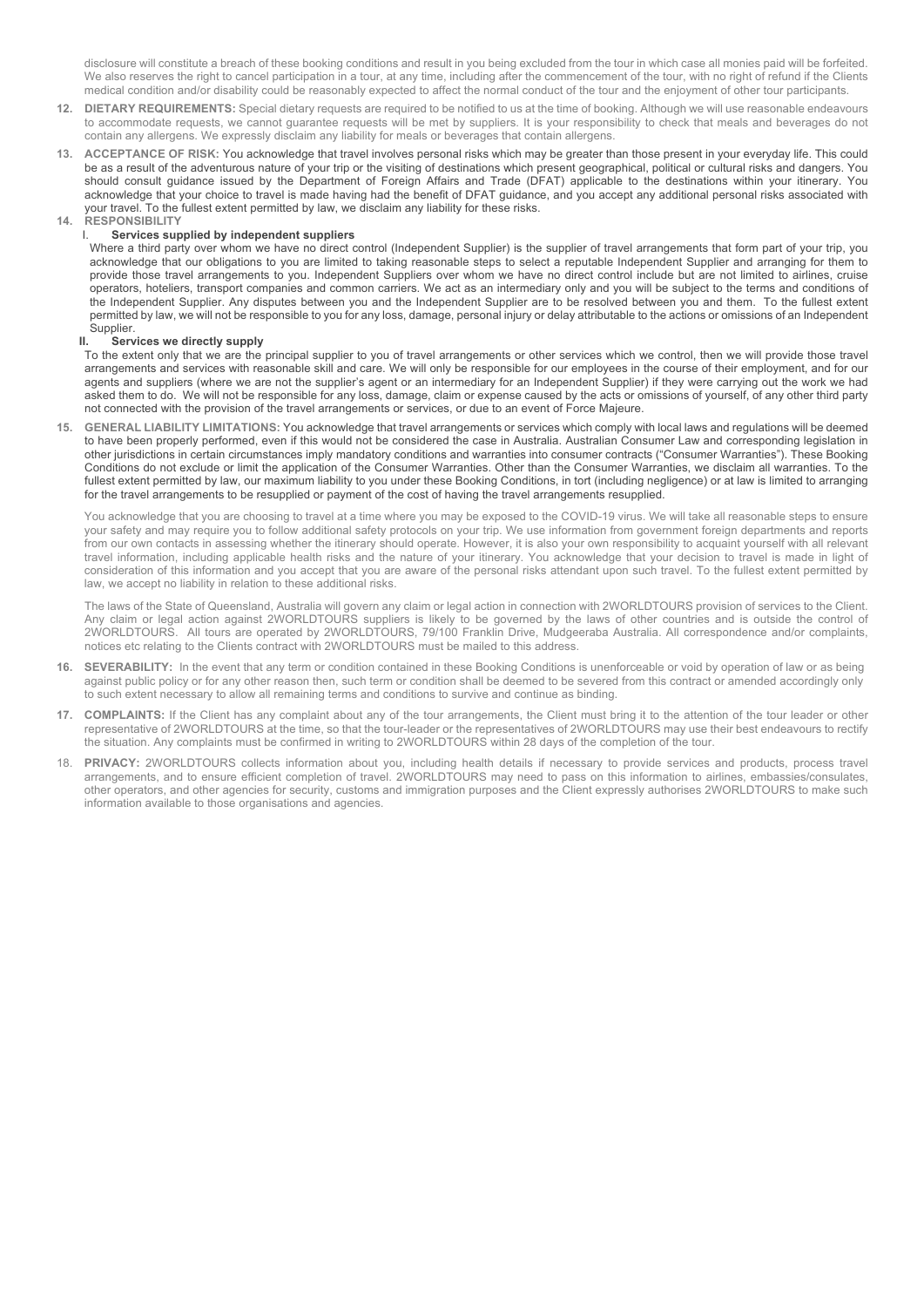disclosure will constitute a breach of these booking conditions and result in you being excluded from the tour in which case all monies paid will be forfeited. We also reserves the right to cancel participation in a tour, at any time, including after the commencement of the tour, with no right of refund if the Clients medical condition and/or disability could be reasonably expected to affect the normal conduct of the tour and the enjoyment of other tour participants.

12. **DIETARY REQUIREMENTS:** Special dietary requests are required to be notified to us at the time of booking. Although we will use reasonable endeavours to accommodate requests, we cannot guarantee requests will be met by suppliers. It is your responsibility to check that meals and beverages do not contain any allergens. We expressly disclaim any liability for meals or beverages that contain allergens.

13. **ACCEPTANCE OF RISK:** You acknowledge that travel involves personal risks which may be greater than those present in your everyday life. This could be as a result of the adventurous nature of your trip or the visiting of destinations which present geographical, political or cultural risks and dangers. You should consult guidance issued by the Department of Foreign Affairs and Trade (DFAT) applicable to the destinations within your itinerary. You acknowledge that your choice to travel is made having had the benefit of DFAT guidance, and you accept any additional personal risks associated with your travel. To the fullest extent permitted by law, we disclaim any liability for these risks.

14. **RESPONSIBILITY**

    I. **Services supplied by independent suppliers**

    Where a third party over whom we have no direct control (Independent Supplier) is the supplier of travel arrangements that form part of your trip, you acknowledge that our obligations to you are limited to taking reasonable steps to select a reputable Independent Supplier and arranging for them to provide those travel arrangements to you. Independent Suppliers over whom we have no direct control include but are not limited to airlines, cruise operators, hoteliers, transport companies and common carriers. We act as an intermediary only and you will be subject to the terms and conditions of the Independent Supplier. Any disputes between you and the Independent Supplier are to be resolved between you and them. To the fullest extent permitted by law, we will not be responsible to you for any loss, damage, personal injury or delay attributable to the actions or omissions of an Independent Supplier.

    II. **Services we directly supply**

    To the extent only that we are the principal supplier to you of travel arrangements or other services which we control, then we will provide those travel arrangements and services with reasonable skill and care. We will only be responsible for our employees in the course of their employment, and for our agents and suppliers (where we are not the supplier's agent or an intermediary for an Independent Supplier) if they were carrying out the work we had asked them to do. We will not be responsible for any loss, damage, claim or expense caused by the acts or omissions of yourself, of any other third party not connected with the provision of the travel arrangements or services, or due to an event of Force Majeure.

15. **GENERAL LIABILITY LIMITATIONS:** You acknowledge that travel arrangements or services which comply with local laws and regulations will be deemed to have been properly performed, even if this would not be considered the case in Australia. Australian Consumer Law and corresponding legislation in other jurisdictions in certain circumstances imply mandatory conditions and warranties into consumer contracts ("Consumer Warranties"). These Booking Conditions do not exclude or limit the application of the Consumer Warranties. Other than the Consumer Warranties, we disclaim all warranties. To the fullest extent permitted by law, our maximum liability to you under these Booking Conditions, in tort (including negligence) or at law is limited to arranging for the travel arrangements to be resupplied or payment of the cost of having the travel arrangements resupplied.

    You acknowledge that you are choosing to travel at a time where you may be exposed to the COVID-19 virus. We will take all reasonable steps to ensure your safety and may require you to follow additional safety protocols on your trip. We use information from government foreign departments and reports from our own contacts in assessing whether the itinerary should operate. However, it is also your own responsibility to acquaint yourself with all relevant travel information, including applicable health risks and the nature of your itinerary. You acknowledge that your decision to travel is made in light of consideration of this information and you accept that you are aware of the personal risks attendant upon such travel. To the fullest extent permitted by law, we accept no liability in relation to these additional risks.

    The laws of the State of Queensland, Australia will govern any claim or legal action in connection with 2WORLDTOURS provision of services to the Client. Any claim or legal action against 2WORLDTOURS suppliers is likely to be governed by the laws of other countries and is outside the control of 2WORLDTOURS. All tours are operated by 2WORLDTOURS, 79/100 Franklin Drive, Mudgeeraba Australia. All correspondence and/or complaints, notices etc relating to the Clients contract with 2WORLDTOURS must be mailed to this address.

16. **SEVERABILITY:** In the event that any term or condition contained in these Booking Conditions is unenforceable or void by operation of law or as being against public policy or for any other reason then, such term or condition shall be deemed to be severed from this contract or amended accordingly only to such extent necessary to allow all remaining terms and conditions to survive and continue as binding.

17. **COMPLAINTS:** If the Client has any complaint about any of the tour arrangements, the Client must bring it to the attention of the tour leader or other representative of 2WORLDTOURS at the time, so that the tour-leader or the representatives of 2WORLDTOURS may use their best endeavours to rectify the situation. Any complaints must be confirmed in writing to 2WORLDTOURS within 28 days of the completion of the tour.

18. **PRIVACY:** 2WORLDTOURS collects information about you, including health details if necessary to provide services and products, process travel arrangements, and to ensure efficient completion of travel. 2WORLDTOURS may need to pass on this information to airlines, embassies/consulates, other operators, and other agencies for security, customs and immigration purposes and the Client expressly authorises 2WORLDTOURS to make such information available to those organisations and agencies.